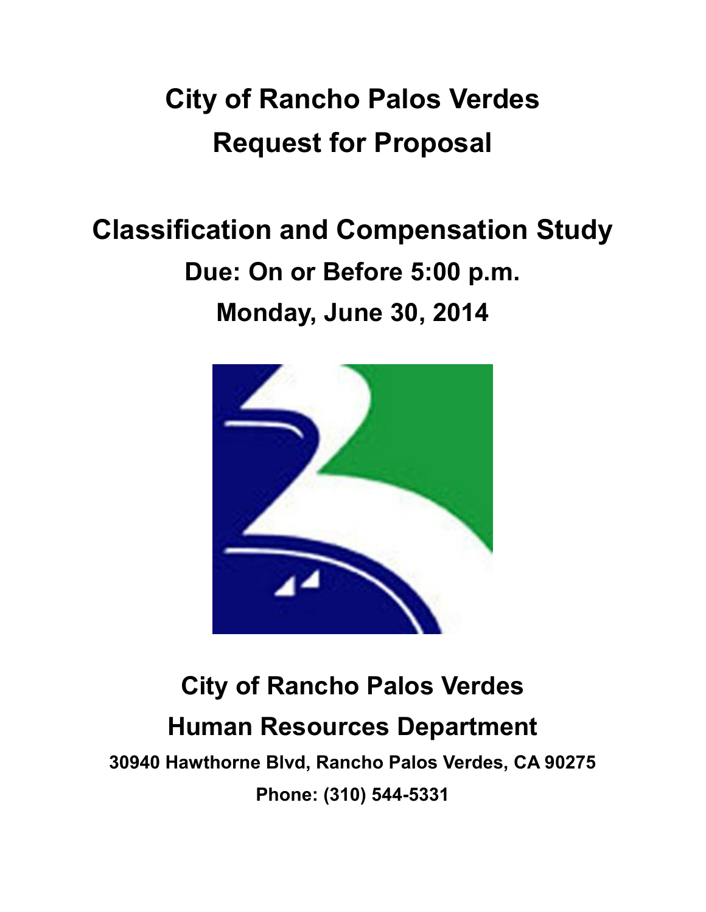# City of Rancho Palos Verdes
# Request for Proposal

# Classification and Compensation Study

## Due: On or Before 5:00 p.m.

## Monday, June 30, 2014

## City of Rancho Palos Verdes

## Human Resources Department

**30940 Hawthorne Blvd, Rancho Palos Verdes, CA 90275**

**Phone: (310) 544-5331**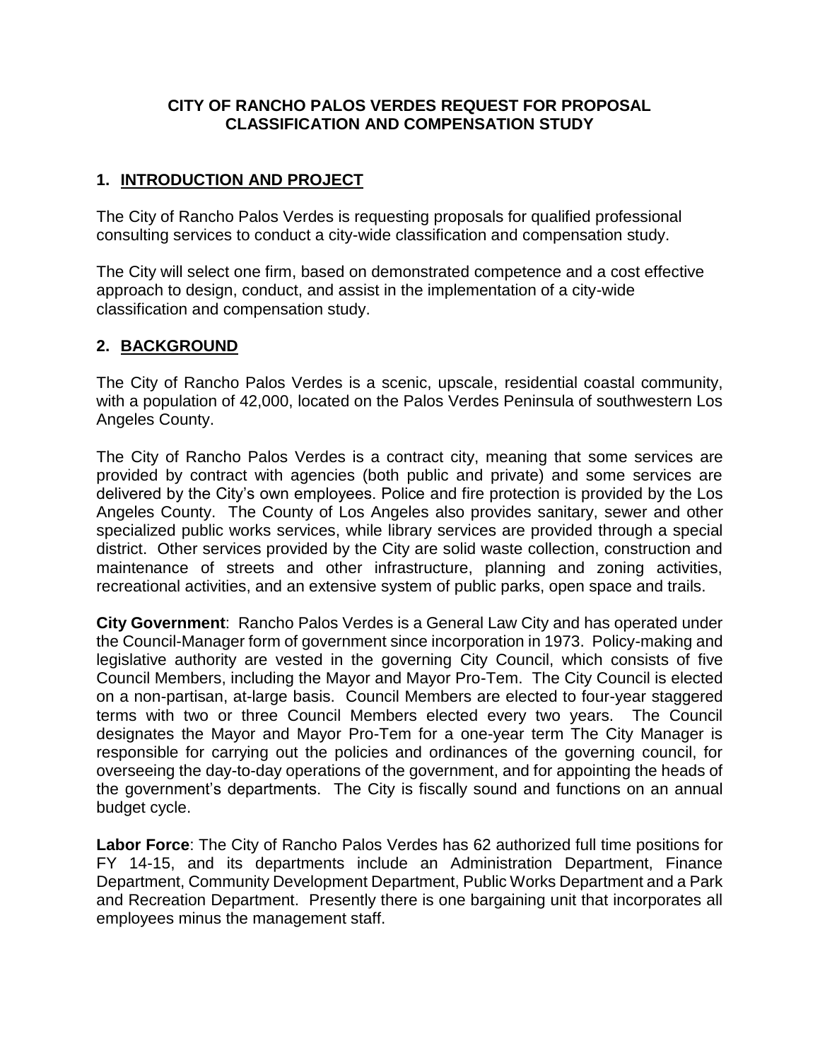**CITY OF RANCHO PALOS VERDES REQUEST FOR PROPOSAL CLASSIFICATION AND COMPENSATION STUDY**

## 1. INTRODUCTION AND PROJECT

The City of Rancho Palos Verdes is requesting proposals for qualified professional consulting services to conduct a city-wide classification and compensation study.

The City will select one firm, based on demonstrated competence and a cost effective approach to design, conduct, and assist in the implementation of a city-wide classification and compensation study.

## 2. BACKGROUND

The City of Rancho Palos Verdes is a scenic, upscale, residential coastal community, with a population of 42,000, located on the Palos Verdes Peninsula of southwestern Los Angeles County.

The City of Rancho Palos Verdes is a contract city, meaning that some services are provided by contract with agencies (both public and private) and some services are delivered by the City's own employees. Police and fire protection is provided by the Los Angeles County. The County of Los Angeles also provides sanitary, sewer and other specialized public works services, while library services are provided through a special district. Other services provided by the City are solid waste collection, construction and maintenance of streets and other infrastructure, planning and zoning activities, recreational activities, and an extensive system of public parks, open space and trails.

**City Government**: Rancho Palos Verdes is a General Law City and has operated under the Council-Manager form of government since incorporation in 1973. Policy-making and legislative authority are vested in the governing City Council, which consists of five Council Members, including the Mayor and Mayor Pro-Tem. The City Council is elected on a non-partisan, at-large basis. Council Members are elected to four-year staggered terms with two or three Council Members elected every two years. The Council designates the Mayor and Mayor Pro-Tem for a one-year term The City Manager is responsible for carrying out the policies and ordinances of the governing council, for overseeing the day-to-day operations of the government, and for appointing the heads of the government's departments. The City is fiscally sound and functions on an annual budget cycle.

**Labor Force**: The City of Rancho Palos Verdes has 62 authorized full time positions for FY 14-15, and its departments include an Administration Department, Finance Department, Community Development Department, Public Works Department and a Park and Recreation Department. Presently there is one bargaining unit that incorporates all employees minus the management staff.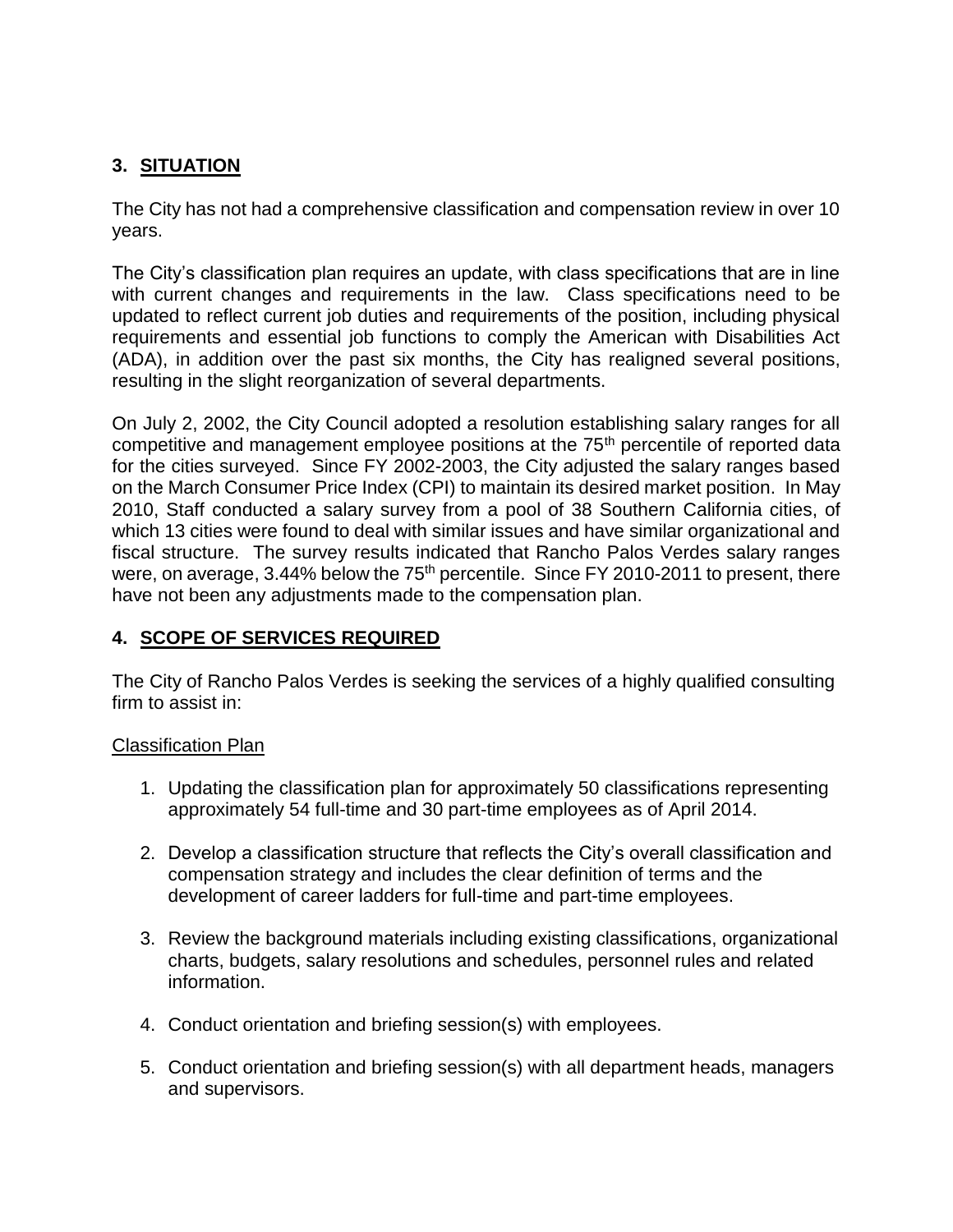## 3. SITUATION

The City has not had a comprehensive classification and compensation review in over 10 years.

The City's classification plan requires an update, with class specifications that are in line with current changes and requirements in the law. Class specifications need to be updated to reflect current job duties and requirements of the position, including physical requirements and essential job functions to comply the American with Disabilities Act (ADA), in addition over the past six months, the City has realigned several positions, resulting in the slight reorganization of several departments.

On July 2, 2002, the City Council adopted a resolution establishing salary ranges for all competitive and management employee positions at the 75th percentile of reported data for the cities surveyed. Since FY 2002-2003, the City adjusted the salary ranges based on the March Consumer Price Index (CPI) to maintain its desired market position. In May 2010, Staff conducted a salary survey from a pool of 38 Southern California cities, of which 13 cities were found to deal with similar issues and have similar organizational and fiscal structure. The survey results indicated that Rancho Palos Verdes salary ranges were, on average, 3.44% below the 75th percentile. Since FY 2010-2011 to present, there have not been any adjustments made to the compensation plan.

## 4. SCOPE OF SERVICES REQUIRED

The City of Rancho Palos Verdes is seeking the services of a highly qualified consulting firm to assist in:

Classification Plan

1. Updating the classification plan for approximately 50 classifications representing approximately 54 full-time and 30 part-time employees as of April 2014.
2. Develop a classification structure that reflects the City's overall classification and compensation strategy and includes the clear definition of terms and the development of career ladders for full-time and part-time employees.
3. Review the background materials including existing classifications, organizational charts, budgets, salary resolutions and schedules, personnel rules and related information.
4. Conduct orientation and briefing session(s) with employees.
5. Conduct orientation and briefing session(s) with all department heads, managers and supervisors.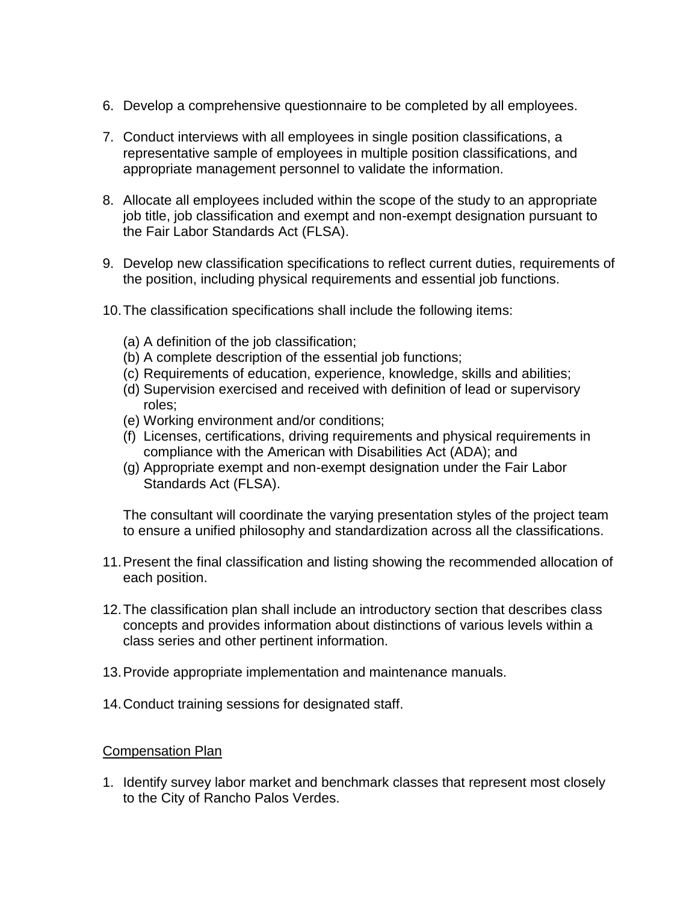6. Develop a comprehensive questionnaire to be completed by all employees.

7. Conduct interviews with all employees in single position classifications, a representative sample of employees in multiple position classifications, and appropriate management personnel to validate the information.

8. Allocate all employees included within the scope of the study to an appropriate job title, job classification and exempt and non-exempt designation pursuant to the Fair Labor Standards Act (FLSA).

9. Develop new classification specifications to reflect current duties, requirements of the position, including physical requirements and essential job functions.

10. The classification specifications shall include the following items:

    (a) A definition of the job classification;
    (b) A complete description of the essential job functions;
    (c) Requirements of education, experience, knowledge, skills and abilities;
    (d) Supervision exercised and received with definition of lead or supervisory roles;
    (e) Working environment and/or conditions;
    (f) Licenses, certifications, driving requirements and physical requirements in compliance with the American with Disabilities Act (ADA); and
    (g) Appropriate exempt and non-exempt designation under the Fair Labor Standards Act (FLSA).

    The consultant will coordinate the varying presentation styles of the project team to ensure a unified philosophy and standardization across all the classifications.

11. Present the final classification and listing showing the recommended allocation of each position.

12. The classification plan shall include an introductory section that describes class concepts and provides information about distinctions of various levels within a class series and other pertinent information.

13. Provide appropriate implementation and maintenance manuals.

14. Conduct training sessions for designated staff.

<u>Compensation Plan</u>

1. Identify survey labor market and benchmark classes that represent most closely to the City of Rancho Palos Verdes.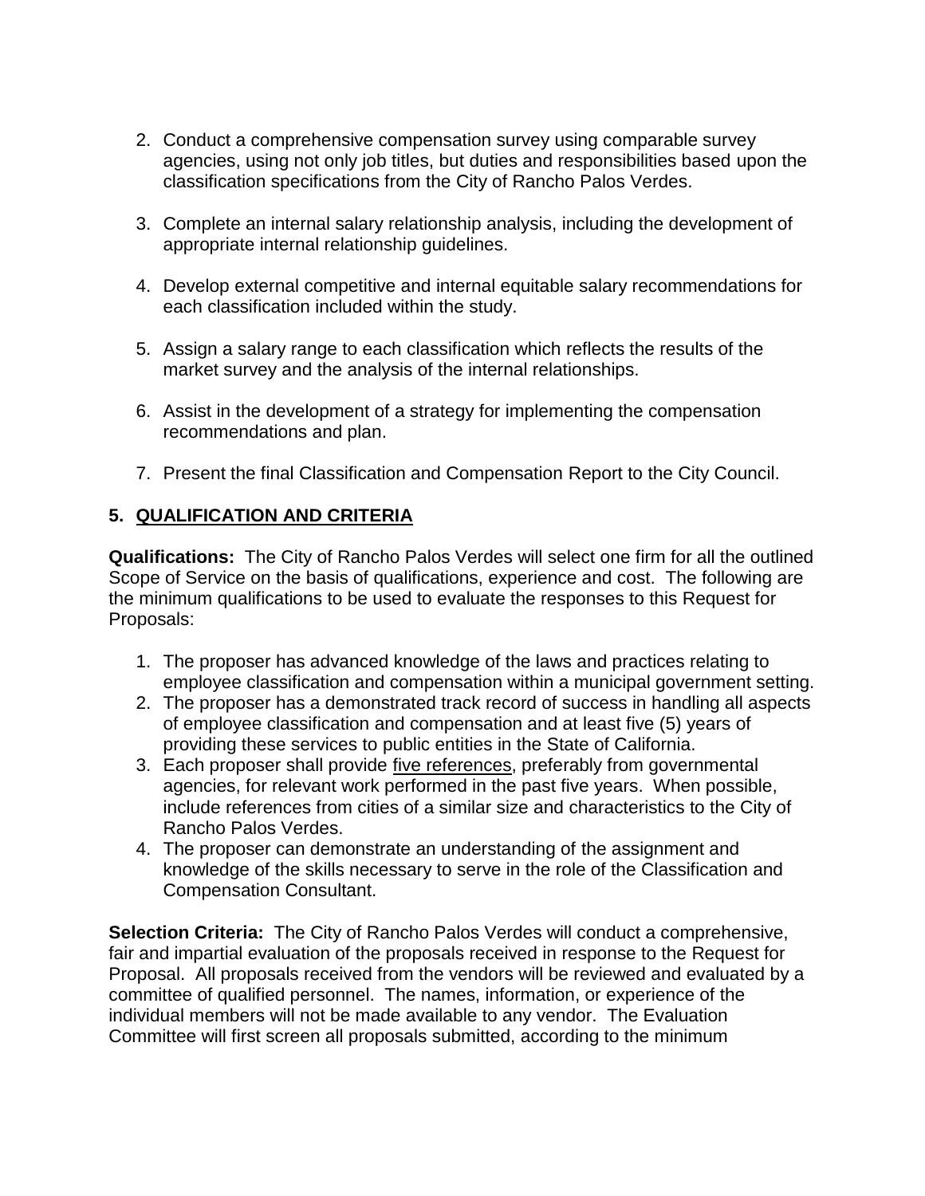2. Conduct a comprehensive compensation survey using comparable survey agencies, using not only job titles, but duties and responsibilities based upon the classification specifications from the City of Rancho Palos Verdes.

3. Complete an internal salary relationship analysis, including the development of appropriate internal relationship guidelines.

4. Develop external competitive and internal equitable salary recommendations for each classification included within the study.

5. Assign a salary range to each classification which reflects the results of the market survey and the analysis of the internal relationships.

6. Assist in the development of a strategy for implementing the compensation recommendations and plan.

7. Present the final Classification and Compensation Report to the City Council.

## 5. QUALIFICATION AND CRITERIA

**Qualifications:** The City of Rancho Palos Verdes will select one firm for all the outlined Scope of Service on the basis of qualifications, experience and cost. The following are the minimum qualifications to be used to evaluate the responses to this Request for Proposals:

1. The proposer has advanced knowledge of the laws and practices relating to employee classification and compensation within a municipal government setting.
2. The proposer has a demonstrated track record of success in handling all aspects of employee classification and compensation and at least five (5) years of providing these services to public entities in the State of California.
3. Each proposer shall provide five references, preferably from governmental agencies, for relevant work performed in the past five years. When possible, include references from cities of a similar size and characteristics to the City of Rancho Palos Verdes.
4. The proposer can demonstrate an understanding of the assignment and knowledge of the skills necessary to serve in the role of the Classification and Compensation Consultant.

**Selection Criteria:** The City of Rancho Palos Verdes will conduct a comprehensive, fair and impartial evaluation of the proposals received in response to the Request for Proposal. All proposals received from the vendors will be reviewed and evaluated by a committee of qualified personnel. The names, information, or experience of the individual members will not be made available to any vendor. The Evaluation Committee will first screen all proposals submitted, according to the minimum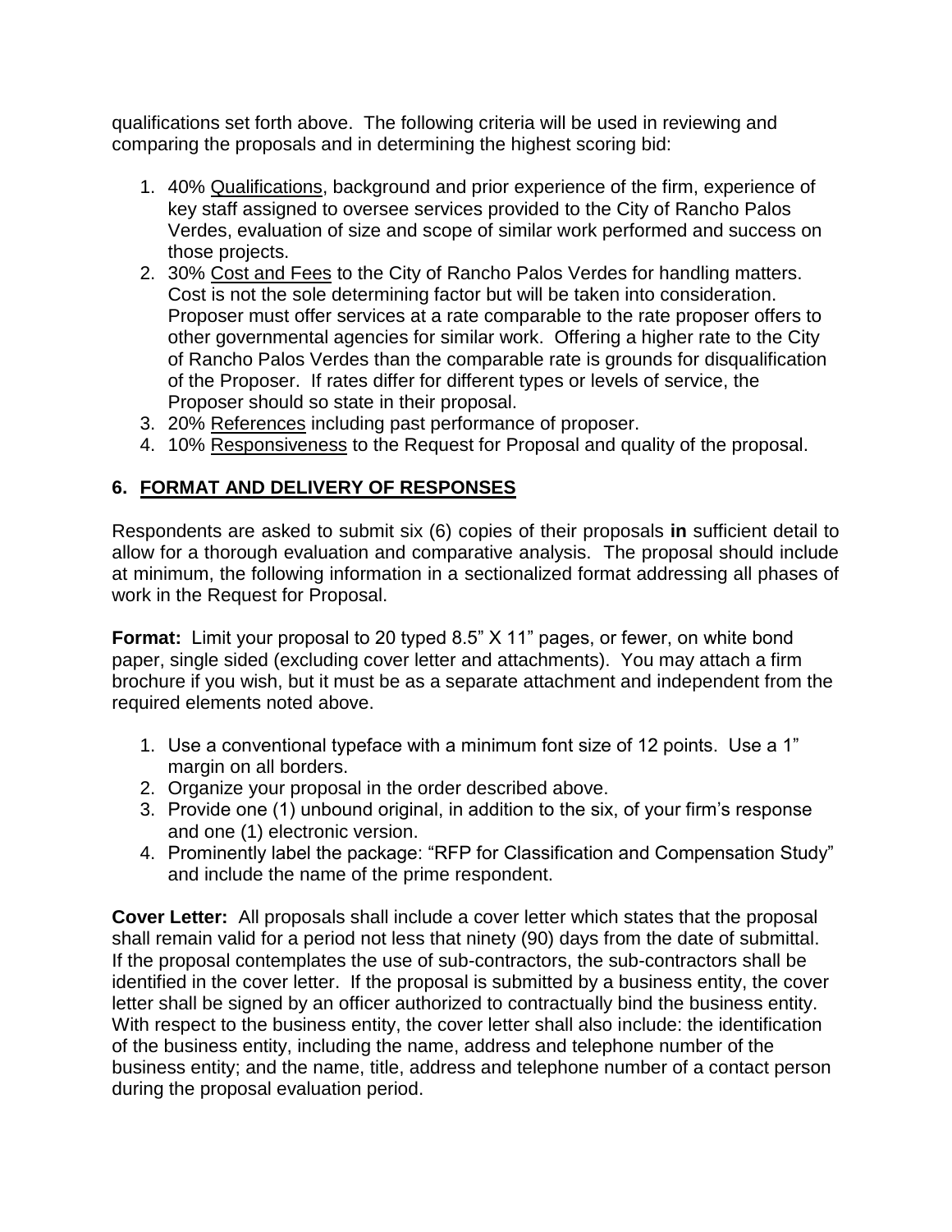qualifications set forth above. The following criteria will be used in reviewing and comparing the proposals and in determining the highest scoring bid:

1. 40% Qualifications, background and prior experience of the firm, experience of key staff assigned to oversee services provided to the City of Rancho Palos Verdes, evaluation of size and scope of similar work performed and success on those projects.
2. 30% Cost and Fees to the City of Rancho Palos Verdes for handling matters. Cost is not the sole determining factor but will be taken into consideration. Proposer must offer services at a rate comparable to the rate proposer offers to other governmental agencies for similar work. Offering a higher rate to the City of Rancho Palos Verdes than the comparable rate is grounds for disqualification of the Proposer. If rates differ for different types or levels of service, the Proposer should so state in their proposal.
3. 20% References including past performance of proposer.
4. 10% Responsiveness to the Request for Proposal and quality of the proposal.

## 6. FORMAT AND DELIVERY OF RESPONSES

Respondents are asked to submit six (6) copies of their proposals **in** sufficient detail to allow for a thorough evaluation and comparative analysis. The proposal should include at minimum, the following information in a sectionalized format addressing all phases of work in the Request for Proposal.

**Format:** Limit your proposal to 20 typed 8.5" X 11" pages, or fewer, on white bond paper, single sided (excluding cover letter and attachments). You may attach a firm brochure if you wish, but it must be as a separate attachment and independent from the required elements noted above.

1. Use a conventional typeface with a minimum font size of 12 points. Use a 1" margin on all borders.
2. Organize your proposal in the order described above.
3. Provide one (1) unbound original, in addition to the six, of your firm's response and one (1) electronic version.
4. Prominently label the package: "RFP for Classification and Compensation Study" and include the name of the prime respondent.

**Cover Letter:** All proposals shall include a cover letter which states that the proposal shall remain valid for a period not less that ninety (90) days from the date of submittal. If the proposal contemplates the use of sub-contractors, the sub-contractors shall be identified in the cover letter. If the proposal is submitted by a business entity, the cover letter shall be signed by an officer authorized to contractually bind the business entity. With respect to the business entity, the cover letter shall also include: the identification of the business entity, including the name, address and telephone number of the business entity; and the name, title, address and telephone number of a contact person during the proposal evaluation period.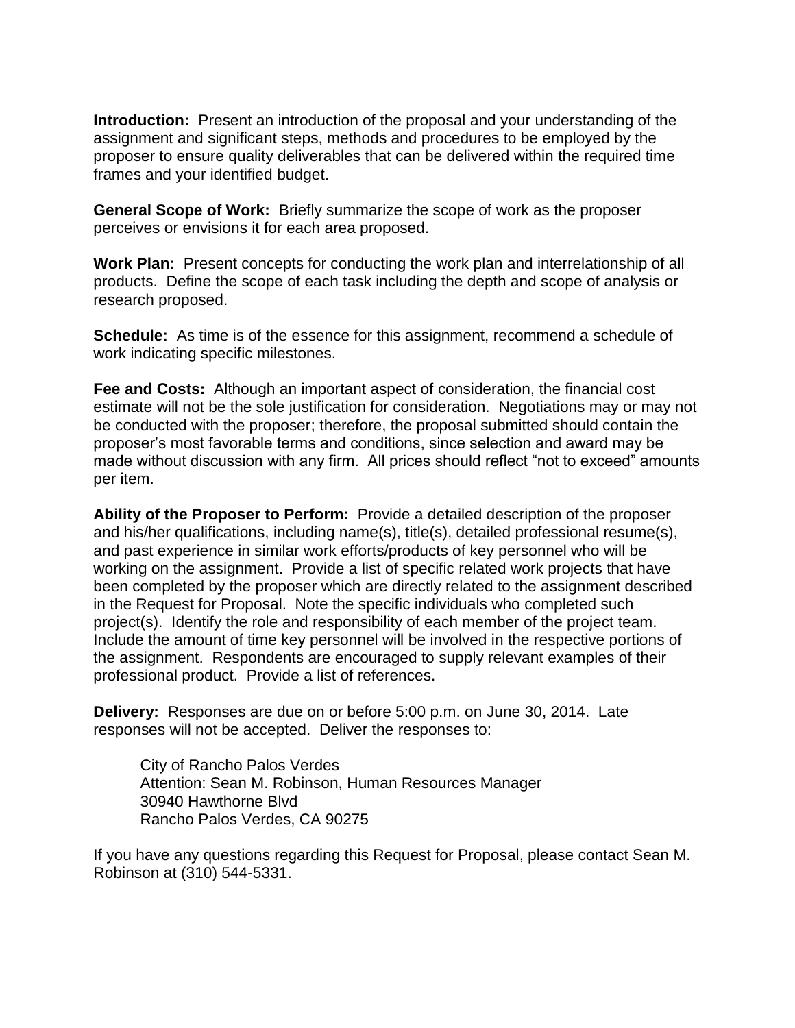**Introduction:** Present an introduction of the proposal and your understanding of the assignment and significant steps, methods and procedures to be employed by the proposer to ensure quality deliverables that can be delivered within the required time frames and your identified budget.

**General Scope of Work:** Briefly summarize the scope of work as the proposer perceives or envisions it for each area proposed.

**Work Plan:** Present concepts for conducting the work plan and interrelationship of all products. Define the scope of each task including the depth and scope of analysis or research proposed.

**Schedule:** As time is of the essence for this assignment, recommend a schedule of work indicating specific milestones.

**Fee and Costs:** Although an important aspect of consideration, the financial cost estimate will not be the sole justification for consideration. Negotiations may or may not be conducted with the proposer; therefore, the proposal submitted should contain the proposer's most favorable terms and conditions, since selection and award may be made without discussion with any firm. All prices should reflect "not to exceed" amounts per item.

**Ability of the Proposer to Perform:** Provide a detailed description of the proposer and his/her qualifications, including name(s), title(s), detailed professional resume(s), and past experience in similar work efforts/products of key personnel who will be working on the assignment. Provide a list of specific related work projects that have been completed by the proposer which are directly related to the assignment described in the Request for Proposal. Note the specific individuals who completed such project(s). Identify the role and responsibility of each member of the project team. Include the amount of time key personnel will be involved in the respective portions of the assignment. Respondents are encouraged to supply relevant examples of their professional product. Provide a list of references.

**Delivery:** Responses are due on or before 5:00 p.m. on June 30, 2014. Late responses will not be accepted. Deliver the responses to:

> City of Rancho Palos Verdes
> Attention: Sean M. Robinson, Human Resources Manager
> 30940 Hawthorne Blvd
> Rancho Palos Verdes, CA 90275

If you have any questions regarding this Request for Proposal, please contact Sean M. Robinson at (310) 544-5331.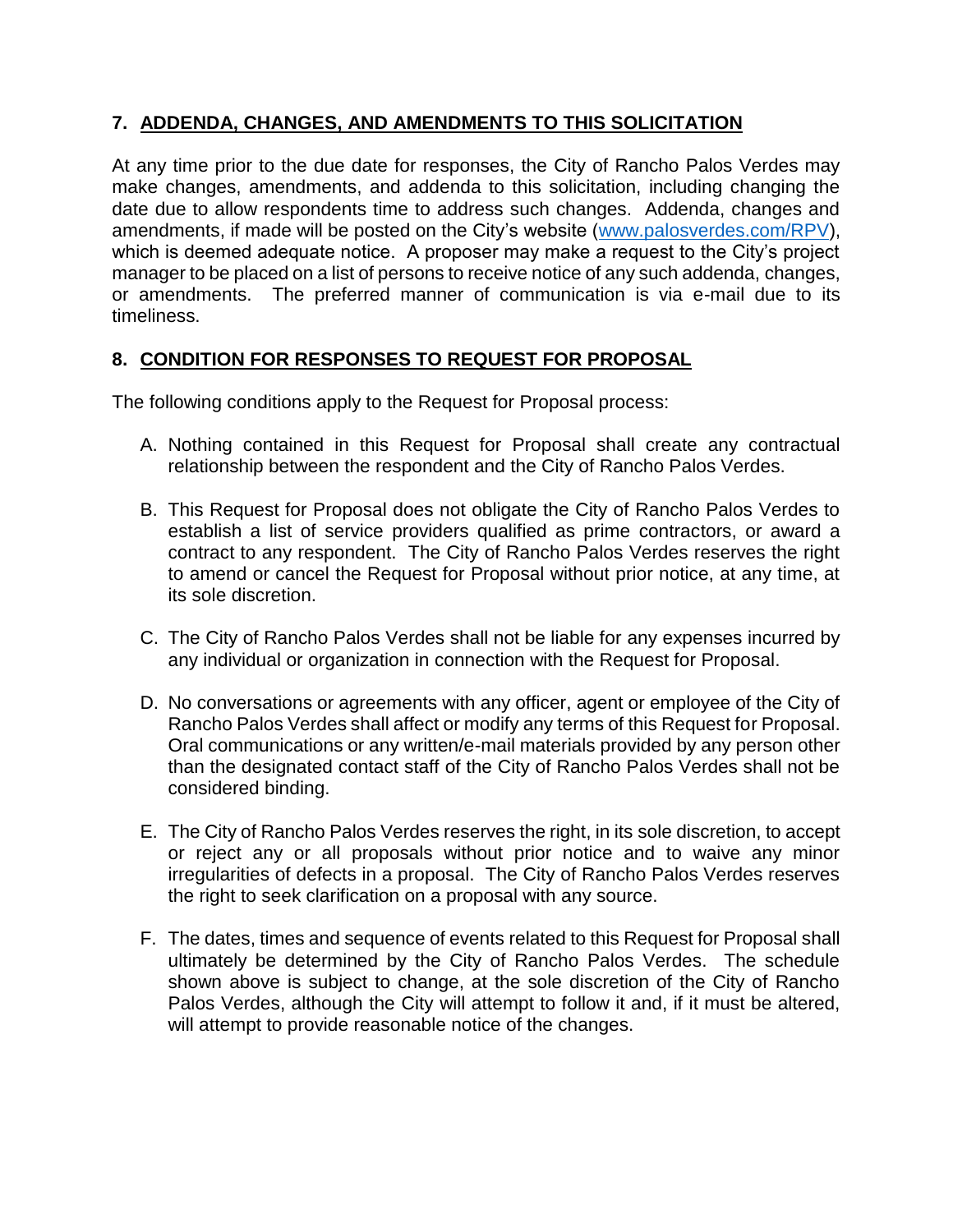## 7. ADDENDA, CHANGES, AND AMENDMENTS TO THIS SOLICITATION

At any time prior to the due date for responses, the City of Rancho Palos Verdes may make changes, amendments, and addenda to this solicitation, including changing the date due to allow respondents time to address such changes. Addenda, changes and amendments, if made will be posted on the City's website (www.palosverdes.com/RPV), which is deemed adequate notice. A proposer may make a request to the City's project manager to be placed on a list of persons to receive notice of any such addenda, changes, or amendments. The preferred manner of communication is via e-mail due to its timeliness.

## 8. CONDITION FOR RESPONSES TO REQUEST FOR PROPOSAL

The following conditions apply to the Request for Proposal process:

A. Nothing contained in this Request for Proposal shall create any contractual relationship between the respondent and the City of Rancho Palos Verdes.

B. This Request for Proposal does not obligate the City of Rancho Palos Verdes to establish a list of service providers qualified as prime contractors, or award a contract to any respondent. The City of Rancho Palos Verdes reserves the right to amend or cancel the Request for Proposal without prior notice, at any time, at its sole discretion.

C. The City of Rancho Palos Verdes shall not be liable for any expenses incurred by any individual or organization in connection with the Request for Proposal.

D. No conversations or agreements with any officer, agent or employee of the City of Rancho Palos Verdes shall affect or modify any terms of this Request for Proposal. Oral communications or any written/e-mail materials provided by any person other than the designated contact staff of the City of Rancho Palos Verdes shall not be considered binding.

E. The City of Rancho Palos Verdes reserves the right, in its sole discretion, to accept or reject any or all proposals without prior notice and to waive any minor irregularities of defects in a proposal. The City of Rancho Palos Verdes reserves the right to seek clarification on a proposal with any source.

F. The dates, times and sequence of events related to this Request for Proposal shall ultimately be determined by the City of Rancho Palos Verdes. The schedule shown above is subject to change, at the sole discretion of the City of Rancho Palos Verdes, although the City will attempt to follow it and, if it must be altered, will attempt to provide reasonable notice of the changes.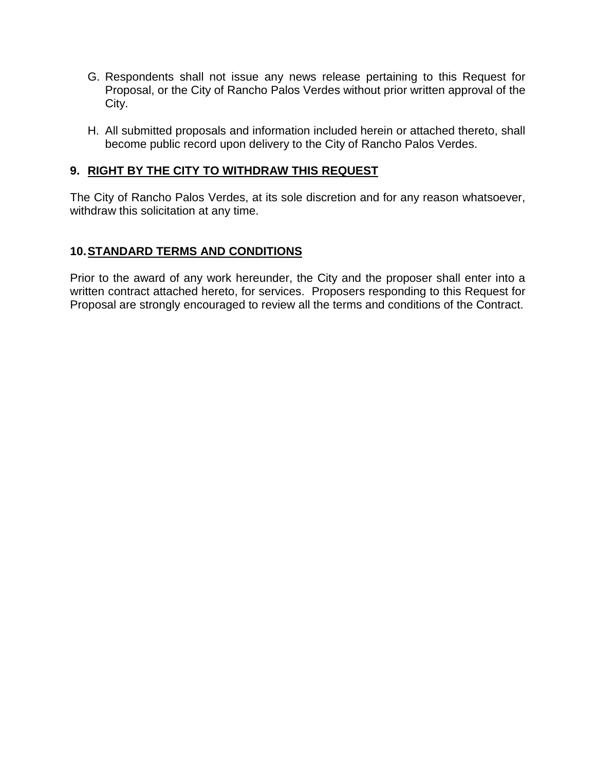G. Respondents shall not issue any news release pertaining to this Request for Proposal, or the City of Rancho Palos Verdes without prior written approval of the City.

H. All submitted proposals and information included herein or attached thereto, shall become public record upon delivery to the City of Rancho Palos Verdes.

## 9. RIGHT BY THE CITY TO WITHDRAW THIS REQUEST

The City of Rancho Palos Verdes, at its sole discretion and for any reason whatsoever, withdraw this solicitation at any time.

## 10. STANDARD TERMS AND CONDITIONS

Prior to the award of any work hereunder, the City and the proposer shall enter into a written contract attached hereto, for services. Proposers responding to this Request for Proposal are strongly encouraged to review all the terms and conditions of the Contract.